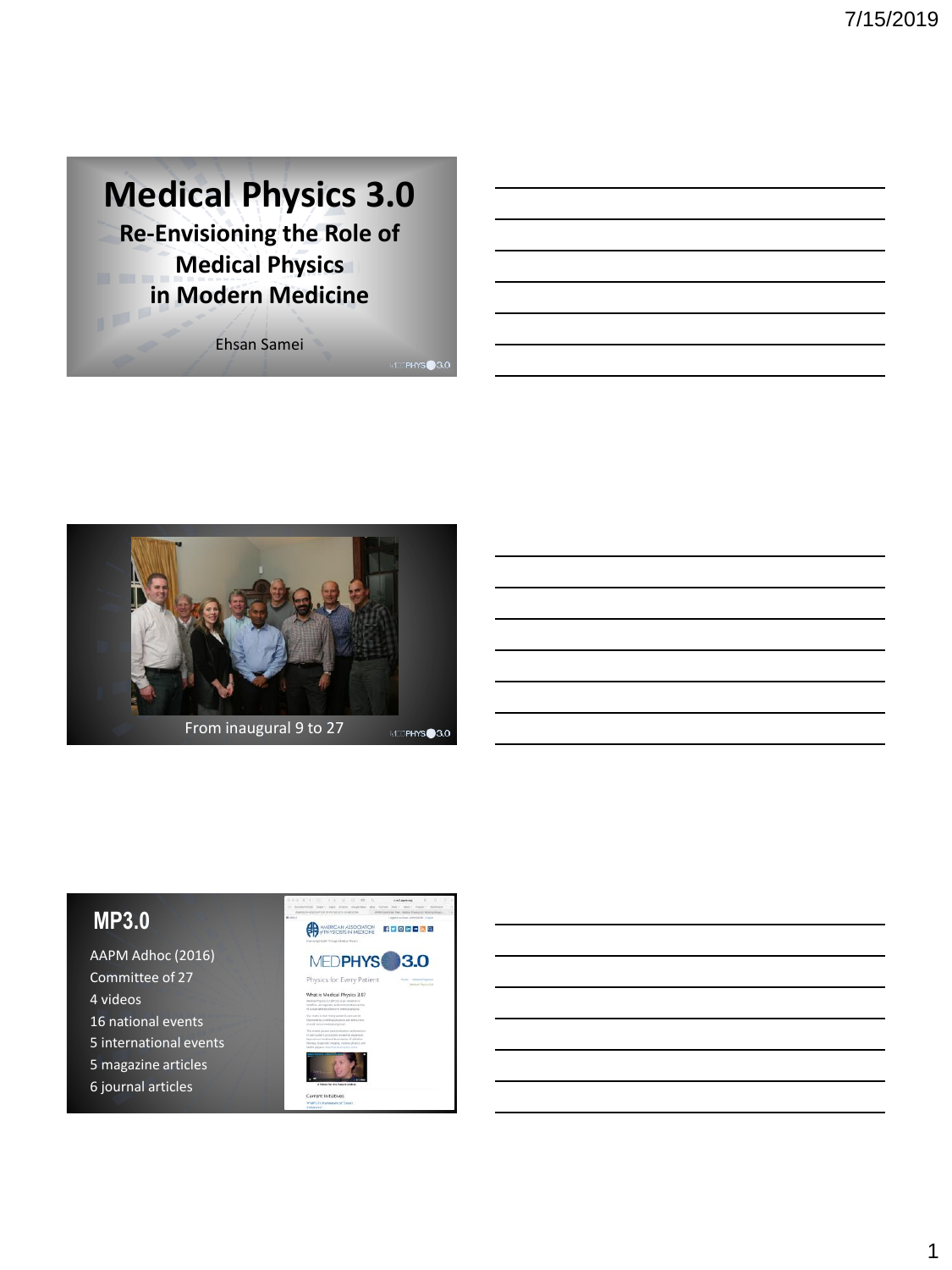# Medical Physics 3.0

## Re-Envisioning the Role of Medical Physics in Modern Medicine

Ehsan Samei

From inaugural 9 to 27

## MP3.0

AAPM Adhoc (2016)
Committee of 27
4 videos
16 national events
5 international events
5 magazine articles
6 journal articles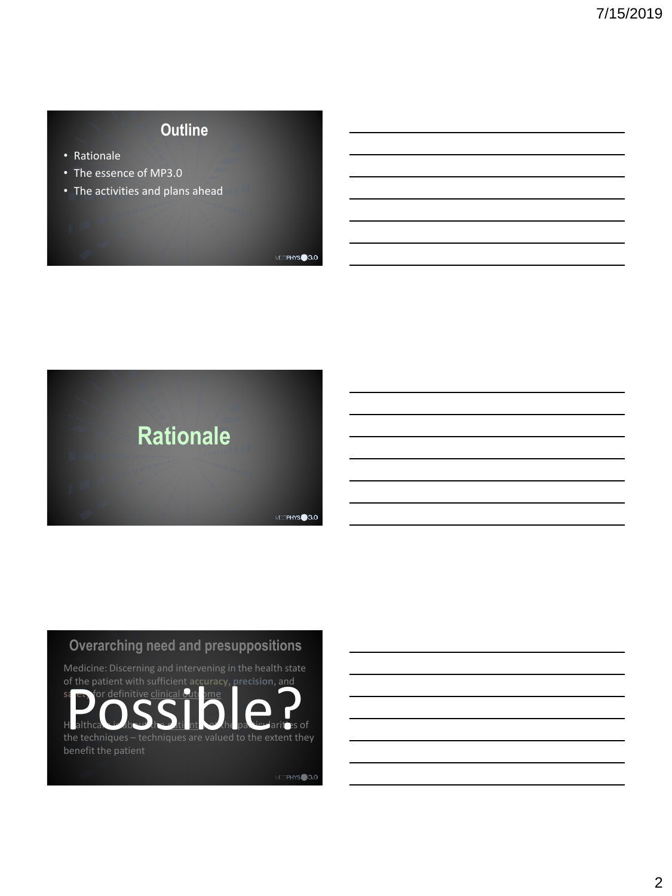## Outline

- Rationale
- The essence of MP3.0
- The activities and plans ahead

## Rationale

## Overarching need and presuppositions

Medicine: Discerning and intervening in the health state of the patient with sufficient **accuracy**, **precision**, and safety for definitive clinical outcome

Possible?

Healthcare is about the patient, not the particularities of the techniques – techniques are valued to the extent they benefit the patient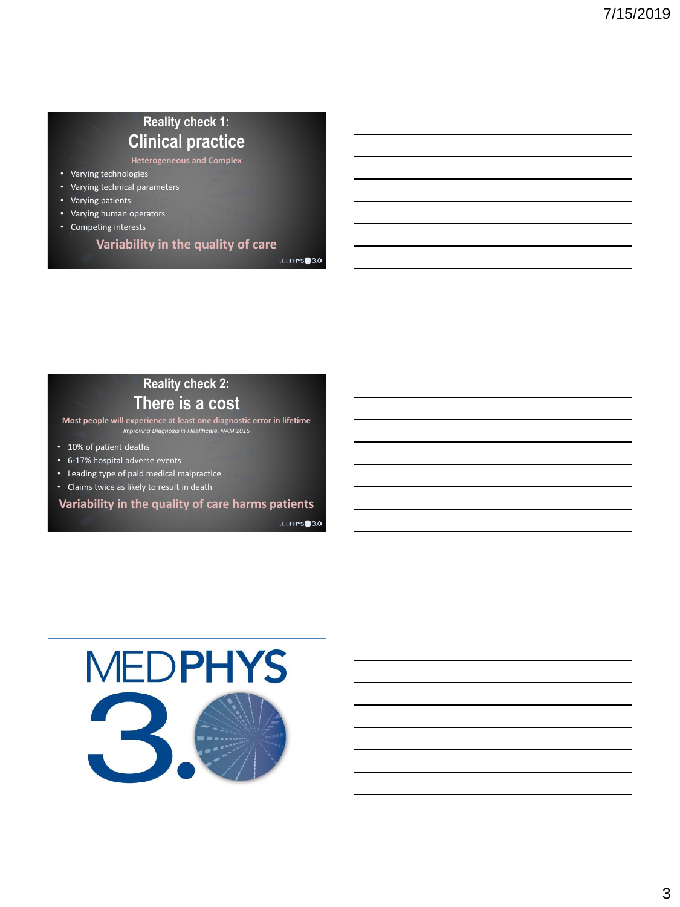## Reality check 1:
# Clinical practice

**Heterogeneous and Complex**

- Varying technologies
- Varying technical parameters
- Varying patients
- Varying human operators
- Competing interests

**Variability in the quality of care**

## Reality check 2:
# There is a cost

**Most people will experience at least one diagnostic error in lifetime**

*Improving Diagnosis in Healthcare, NAM 2015*

- 10% of patient deaths
- 6-17% hospital adverse events
- Leading type of paid medical malpractice
- Claims twice as likely to result in death

**Variability in the quality of care harms patients**

MEDPHYS 3.0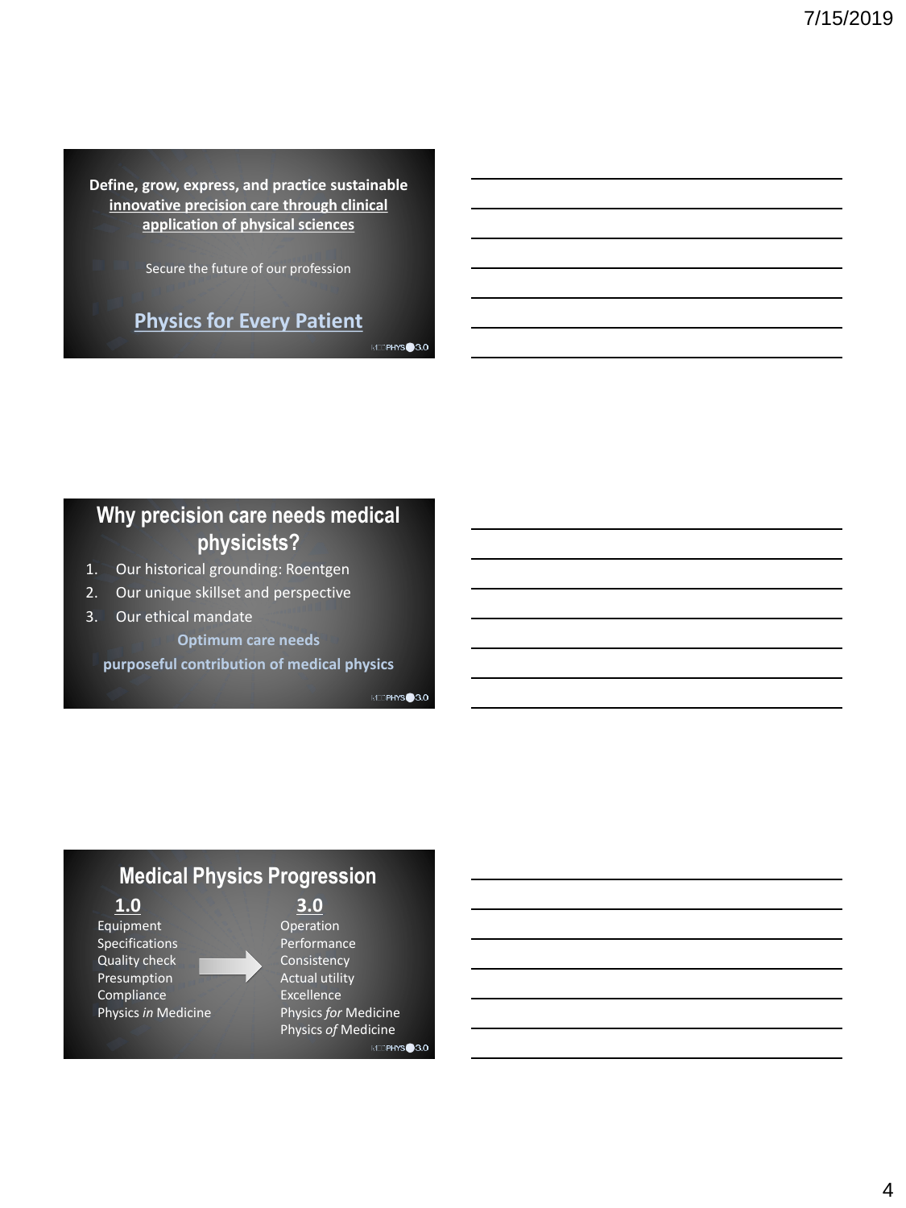**Define, grow, express, and practice sustainable <u>innovative precision care through clinical application of physical sciences</u>**

Secure the future of our profession

**Physics for Every Patient**

## Why precision care needs medical physicists?

1. Our historical grounding: Roentgen
2. Our unique skillset and perspective
3. Our ethical mandate

**Optimum care needs**

**purposeful contribution of medical physics**

## Medical Physics Progression

| 1.0 | | 3.0 |
|---|---|---|
| Equipment | → | Operation |
| Specifications | | Performance |
| Quality check | | Consistency |
| Presumption | | Actual utility |
| Compliance | | Excellence |
| Physics *in* Medicine | | Physics *for* Medicine |
| | | Physics *of* Medicine |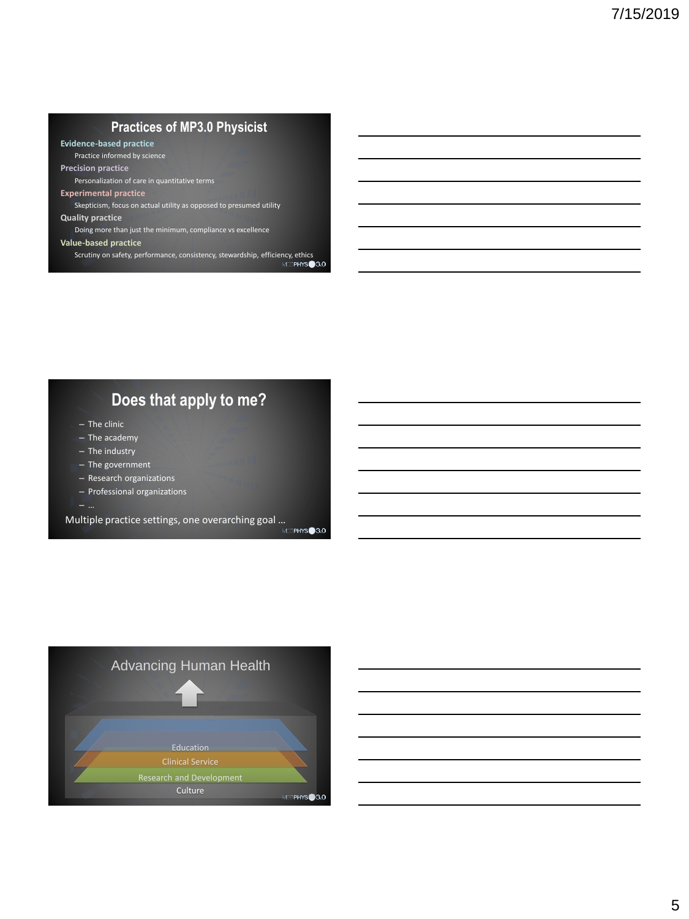## Practices of MP3.0 Physicist

**Evidence-based practice**
Practice informed by science

**Precision practice**
Personalization of care in quantitative terms

**Experimental practice**
Skepticism, focus on actual utility as opposed to presumed utility

**Quality practice**
Doing more than just the minimum, compliance vs excellence

**Value-based practice**
Scrutiny on safety, performance, consistency, stewardship, efficiency, ethics

MEDPHYS 3.0

## Does that apply to me?

- The clinic
- The academy
- The industry
- The government
- Research organizations
- Professional organizations
- …

Multiple practice settings, one overarching goal …

MEDPHYS 3.0

## Advancing Human Health

- Education
- Clinical Service
- Research and Development
- Culture

MEDPHYS 3.0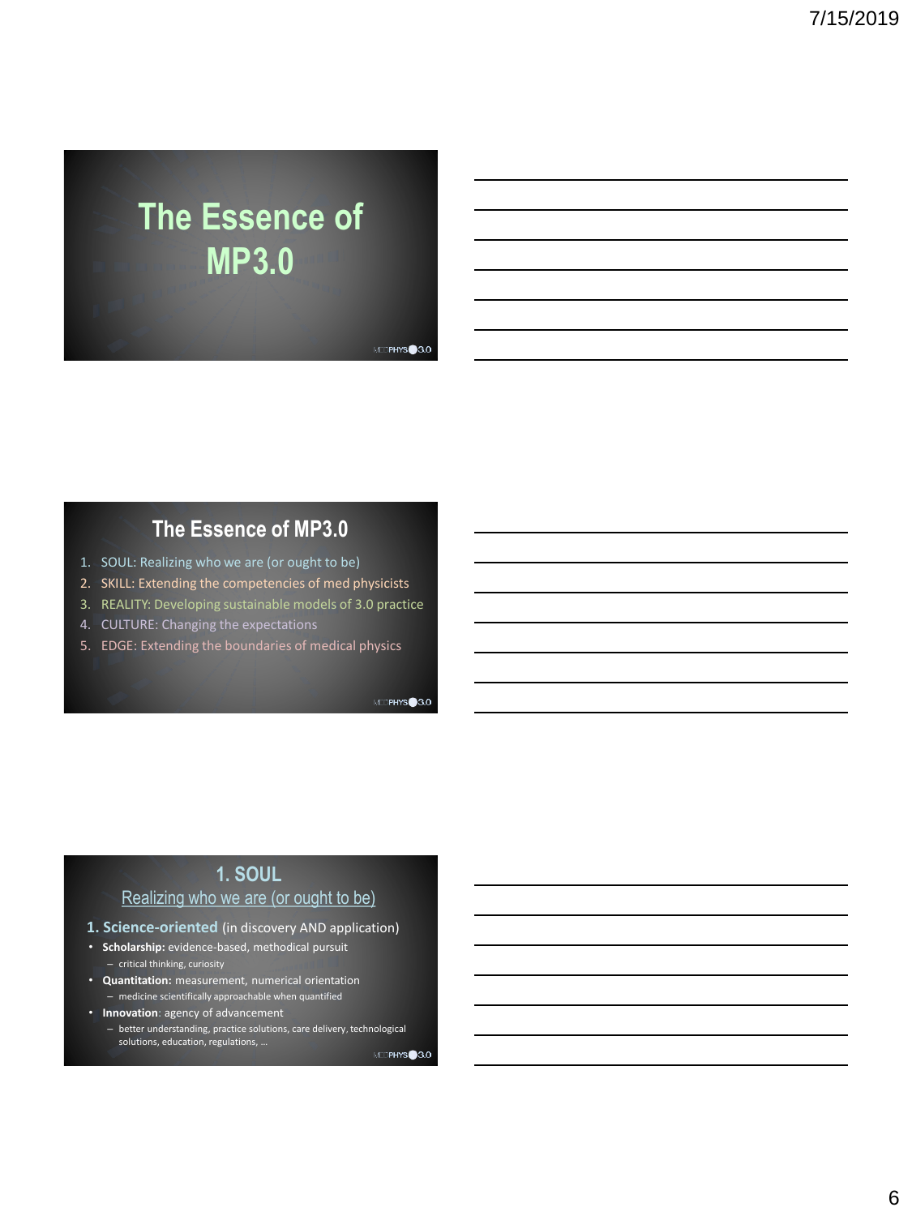# The Essence of MP3.0

## The Essence of MP3.0

1. SOUL: Realizing who we are (or ought to be)
2. SKILL: Extending the competencies of med physicists
3. REALITY: Developing sustainable models of 3.0 practice
4. CULTURE: Changing the expectations
5. EDGE: Extending the boundaries of medical physics

## 1. SOUL

Realizing who we are (or ought to be)

**1. Science-oriented** (in discovery AND application)

- **Scholarship:** evidence-based, methodical pursuit
  - critical thinking, curiosity
- **Quantitation:** measurement, numerical orientation
  - medicine scientifically approachable when quantified
- **Innovation**: agency of advancement
  - better understanding, practice solutions, care delivery, technological solutions, education, regulations, …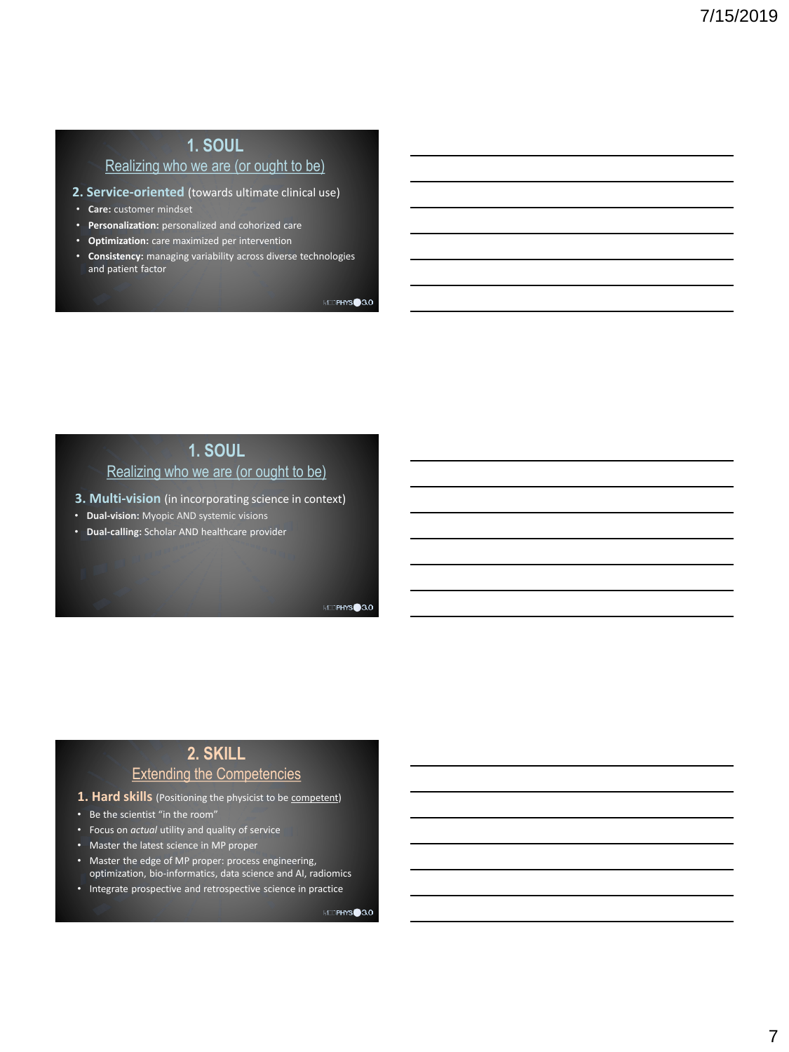## 1. SOUL

Realizing who we are (or ought to be)

**2. Service-oriented** (towards ultimate clinical use)

- **Care:** customer mindset
- **Personalization:** personalized and cohorized care
- **Optimization:** care maximized per intervention
- **Consistency:** managing variability across diverse technologies and patient factor

## 1. SOUL

Realizing who we are (or ought to be)

**3. Multi-vision** (in incorporating science in context)

- **Dual-vision:** Myopic AND systemic visions
- **Dual-calling:** Scholar AND healthcare provider

## 2. SKILL

Extending the Competencies

**1. Hard skills** (Positioning the physicist to be competent)

- Be the scientist "in the room"
- Focus on *actual* utility and quality of service
- Master the latest science in MP proper
- Master the edge of MP proper: process engineering, optimization, bio-informatics, data science and AI, radiomics
- Integrate prospective and retrospective science in practice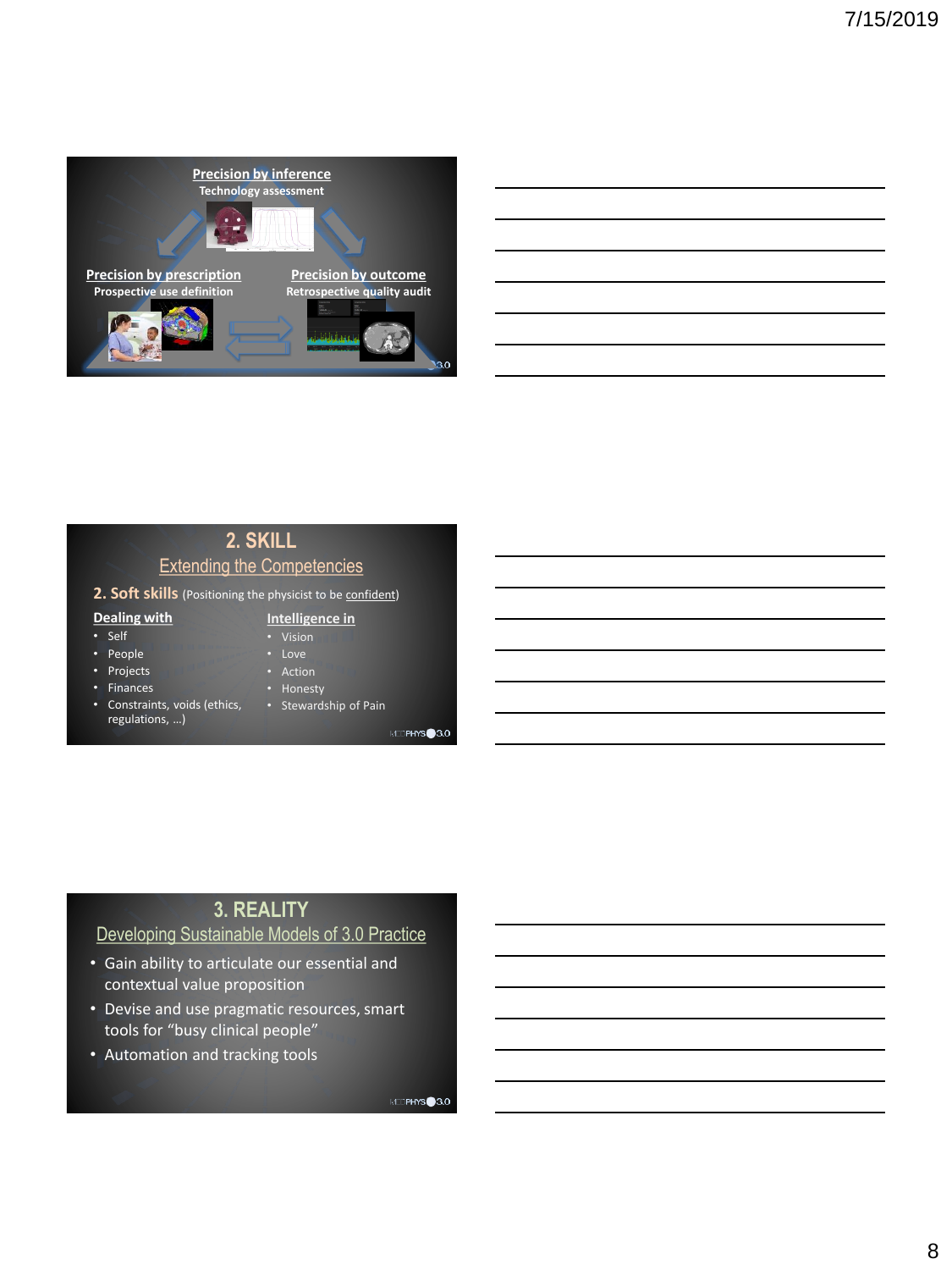**Precision by inference**
Technology assessment

**Precision by prescription**
Prospective use definition

**Precision by outcome**
Retrospective quality audit

## 2. SKILL

### Extending the Competencies

**2. Soft skills** (Positioning the physicist to be confident)

**Dealing with**

- Self
- People
- Projects
- Finances
- Constraints, voids (ethics, regulations, …)

**Intelligence in**

- Vision
- Love
- Action
- Honesty
- Stewardship of Pain

## 3. REALITY

### Developing Sustainable Models of 3.0 Practice

- Gain ability to articulate our essential and contextual value proposition
- Devise and use pragmatic resources, smart tools for "busy clinical people"
- Automation and tracking tools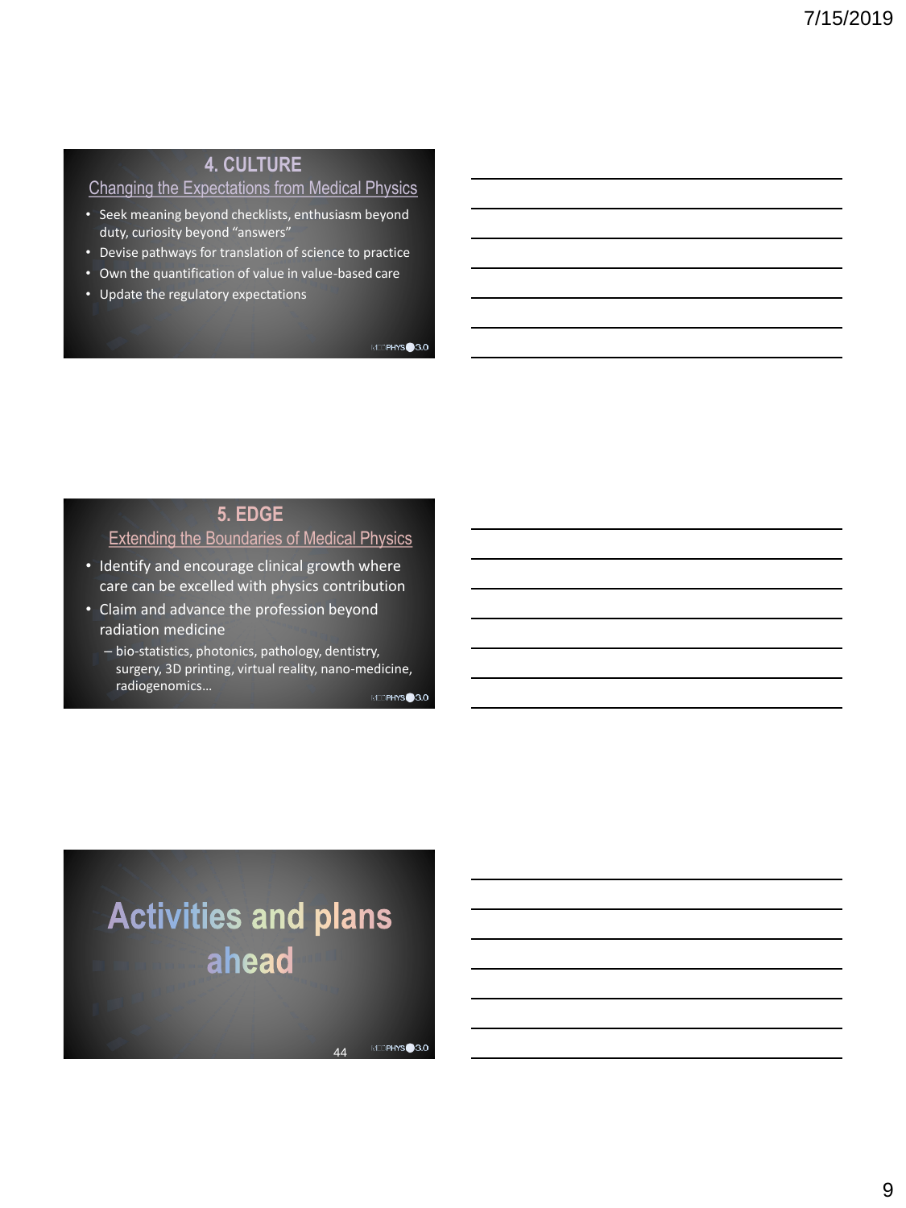## 4. CULTURE

### Changing the Expectations from Medical Physics

- Seek meaning beyond checklists, enthusiasm beyond duty, curiosity beyond "answers"
- Devise pathways for translation of science to practice
- Own the quantification of value in value-based care
- Update the regulatory expectations

## 5. EDGE

### Extending the Boundaries of Medical Physics

- Identify and encourage clinical growth where care can be excelled with physics contribution
- Claim and advance the profession beyond radiation medicine
  - bio-statistics, photonics, pathology, dentistry, surgery, 3D printing, virtual reality, nano-medicine, radiogenomics…

## Activities and plans ahead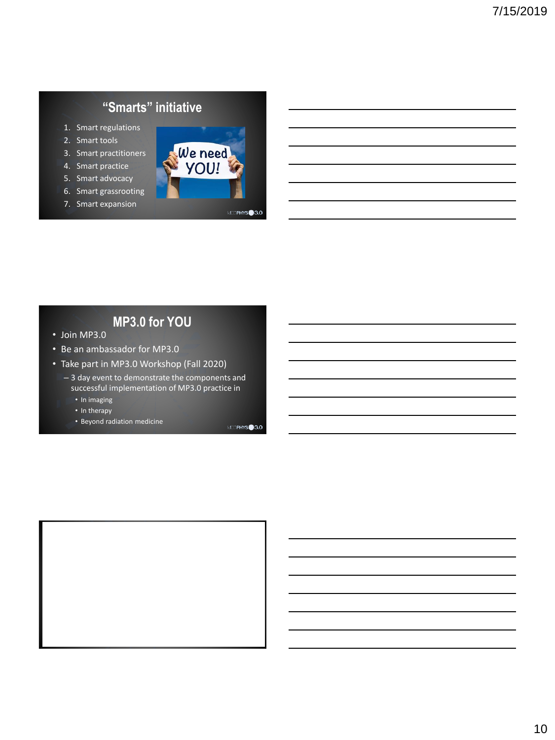## "Smarts" initiative

1. Smart regulations
2. Smart tools
3. Smart practitioners
4. Smart practice
5. Smart advocacy
6. Smart grassrooting
7. Smart expansion

We need YOU!

MEDPHYS 3.0

## MP3.0 for YOU

- Join MP3.0
- Be an ambassador for MP3.0
- Take part in MP3.0 Workshop (Fall 2020)
  - 3 day event to demonstrate the components and successful implementation of MP3.0 practice in
    - In imaging
    - In therapy
    - Beyond radiation medicine

MEDPHYS 3.0